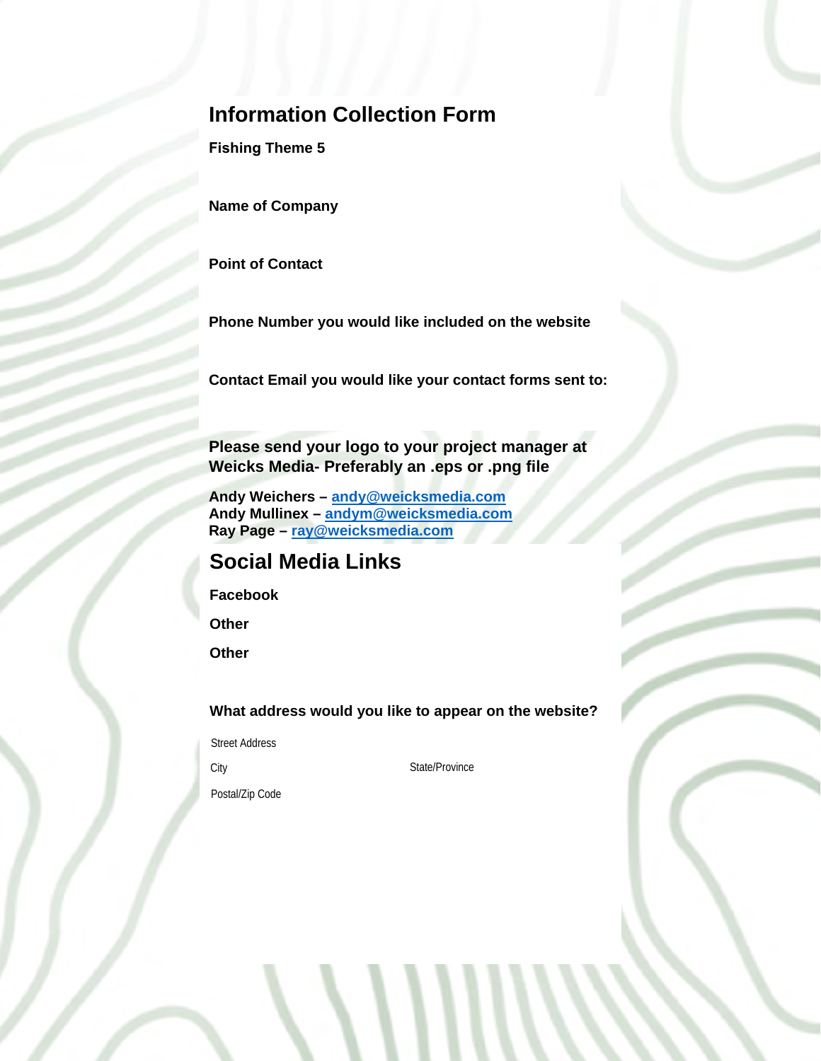# Information Collection Form

**Fishing Theme 5**

**Name of Company**

**Point of Contact**

**Phone Number you would like included on the website**

**Contact Email you would like your contact forms sent to:**

### Please send your logo to your project manager at Weicks Media- Preferably an .eps or .png file

**Andy Weichers – andy@weicksmedia.com**
**Andy Mullinex – andym@weicksmedia.com**
**Ray Page – ray@weicksmedia.com**

## Social Media Links

**Facebook**

**Other**

**Other**

**What address would you like to appear on the website?**

Street Address

City

State/Province

Postal/Zip Code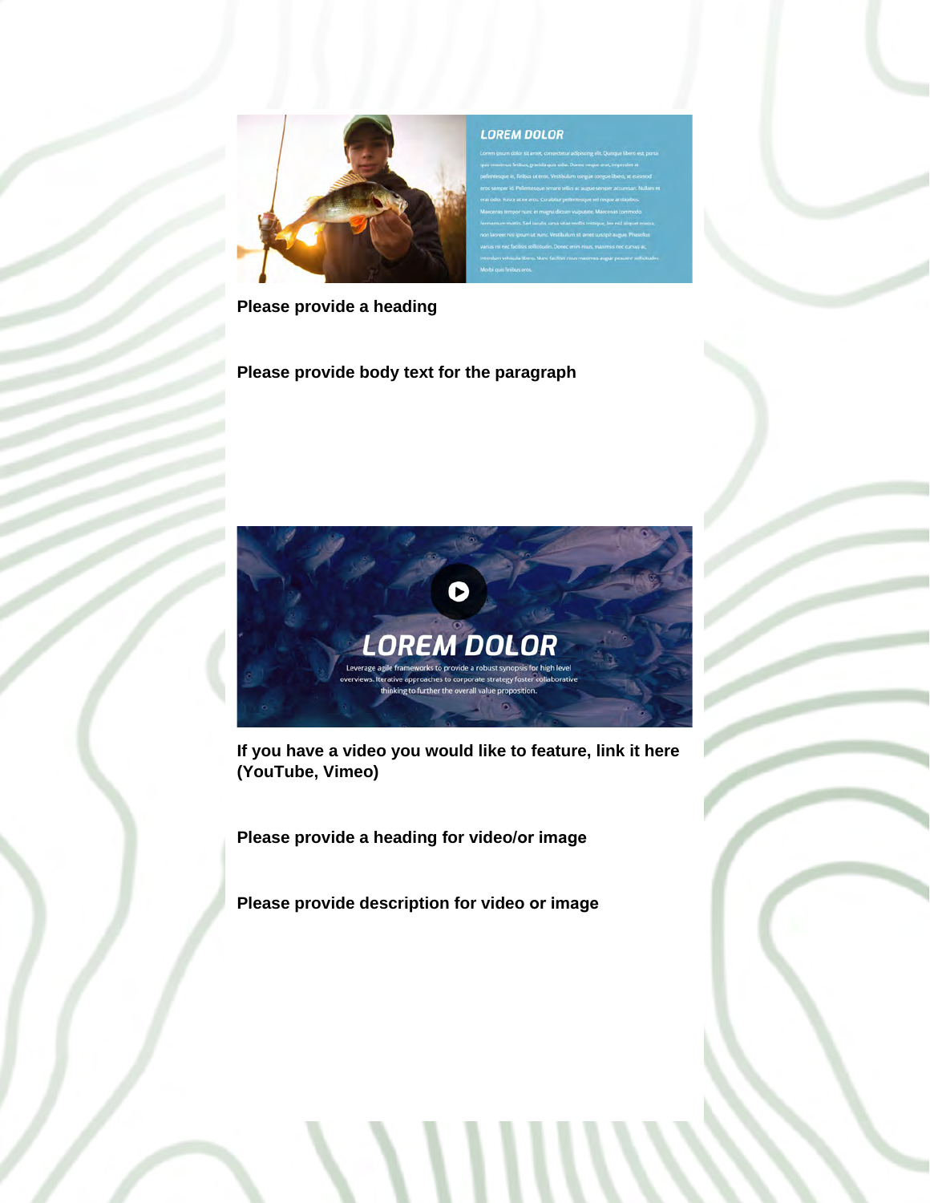**Please provide a heading**

**Please provide body text for the paragraph**

**If you have a video you would like to feature, link it here (YouTube, Vimeo)**

**Please provide a heading for video/or image**

**Please provide description for video or image**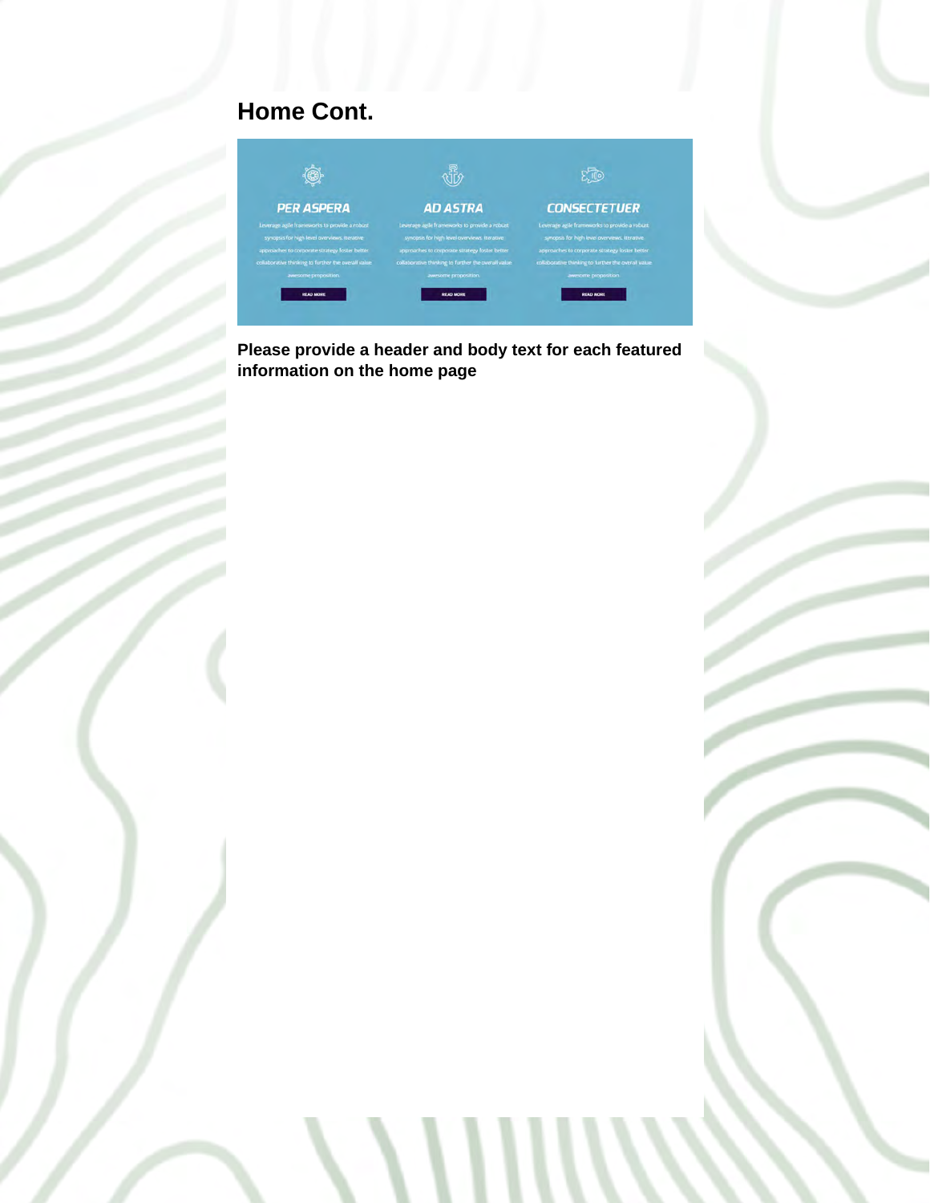## Home Cont.

**Please provide a header and body text for each featured information on the home page**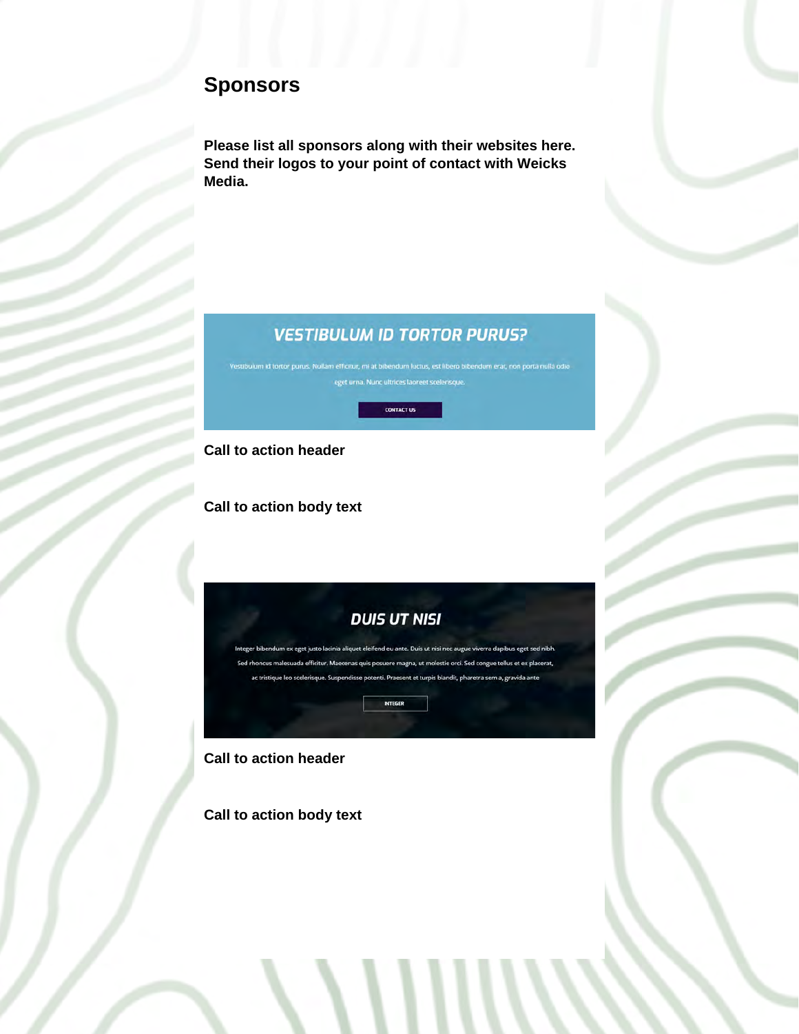# Sponsors

**Please list all sponsors along with their websites here. Send their logos to your point of contact with Weicks Media.**

VESTIBULUM ID TORTOR PURUS?

Vestibulum id tortor purus. Nullam efficitur, mi at bibendum luctus, est libero bibendum erat, non porta nulla odio eget urna. Nunc ultrices laoreet scelerisque.

CONTACT US

**Call to action header**

**Call to action body text**

DUIS UT NISI

Integer bibendum ex eget justo lacinia aliquet eleifend eu ante. Duis ut nisi nec augue viverra dapibus eget sed nibh. Sed rhoncus malesuada efficitur. Maecenas quis posuere magna, ut molestie orci. Sed congue tellus et ex placerat, ac tristique leo scelerisque. Suspendisse potenti. Praesent et turpis blandit, pharetra sem a, gravida ante

INTEGER

**Call to action header**

**Call to action body text**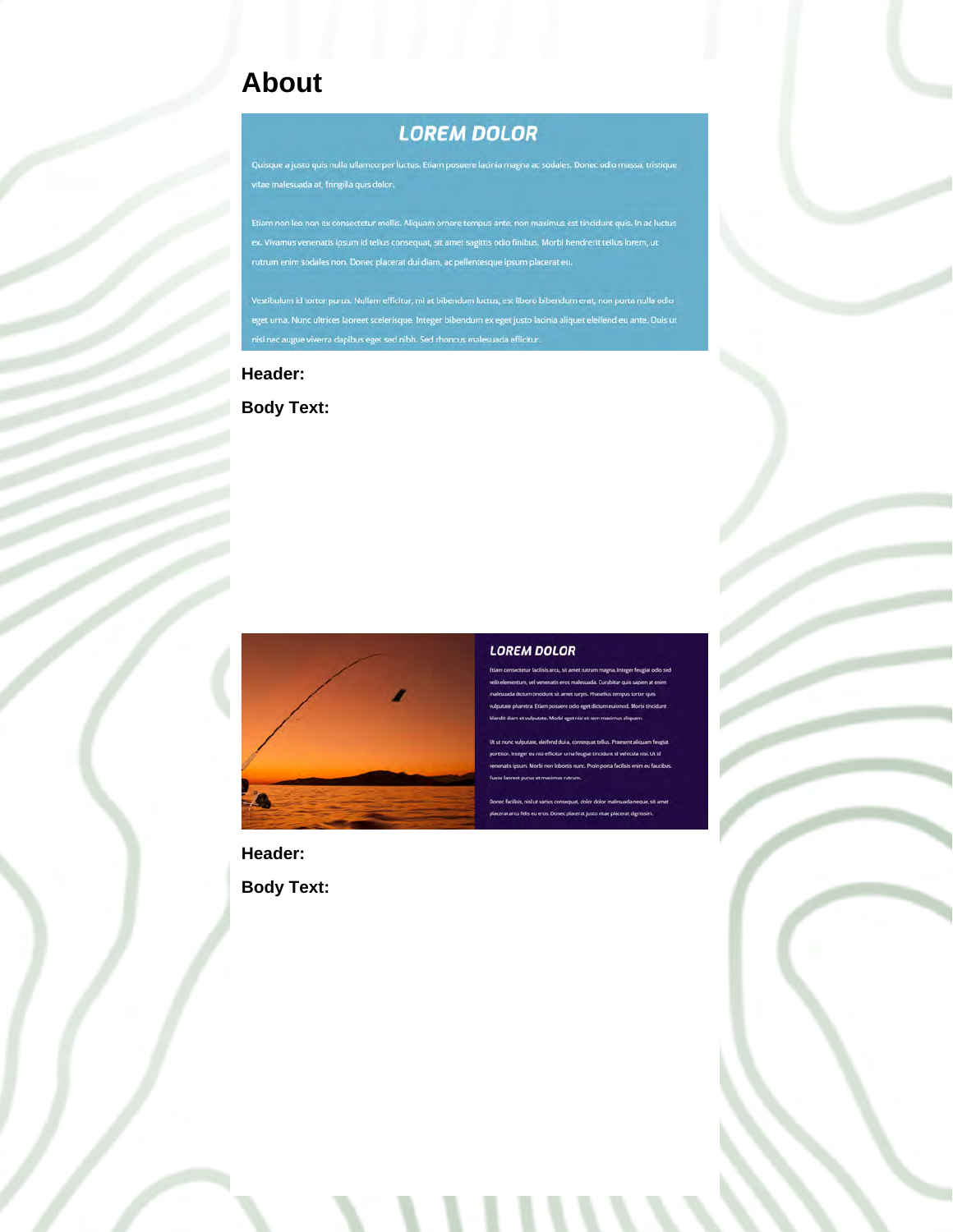# About

## LOREM DOLOR

Quisque a justo quis nulla ullamcorper luctus. Etiam posuere lacinia magna ac sodales. Donec odio massa, tristique vitae malesuada at, fringilla quis dolor.

Etiam non leo non ex consectetur mollis. Aliquam ornare tempus ante, non maximus est tincidunt quis. In ac luctus ex. Vivamus venenatis ipsum id tellus consequat, sit amet sagittis odio finibus. Morbi hendrerit tellus lorem, ut rutrum enim sodales non. Donec placerat dui diam, ac pellentesque ipsum placerat eu.

Vestibulum id tortor purus. Nullam efficitur, mi at bibendum luctus, est libero bibendum erat, non porta nulla odio eget urna. Nunc ultrices laoreet scelerisque. Integer bibendum ex eget justo lacinia aliquet eleifend eu ante. Duis ut nisi nec augue viverra dapibus eget sed nibh. Sed rhoncus malesuada efficitur.

**Header:**

**Body Text:**

## LOREM DOLOR

Etiam consectetur iaculis arcu, sit amet rutrum magna. Integer feugiat odio sed velit elementum, vel venenatis eros malesuada. Curabitur quis sapien at enim malesuada dictum tincidunt sit amet turpis. Phasellus tempus tortor quis vulputate pharetra. Etiam posuere odio eget dictum euismod. Morbi tincidunt blandit diam et vulputate. Morbi eget nisi et sem maximus aliquam.

Ut ut nunc vulputate, eleifend dui a, consequat tellus. Praesent aliquam feugiat porttitor. Integer eu nisi efficitur urna feugiat tincidunt id vehicula nisi. Ut id venenatis ipsum. Morbi non lobortis nunc. Proin porta facilisis enim eu faucibus. Fusce laoreet purus et maximus rutrum.

Donec facilisis, nisl ut varius consequat, dolor dolor malesuada neque, sit amet placerat arcu felis eu eros. Donec placerat justo vitae placerat dignissim.

**Header:**

**Body Text:**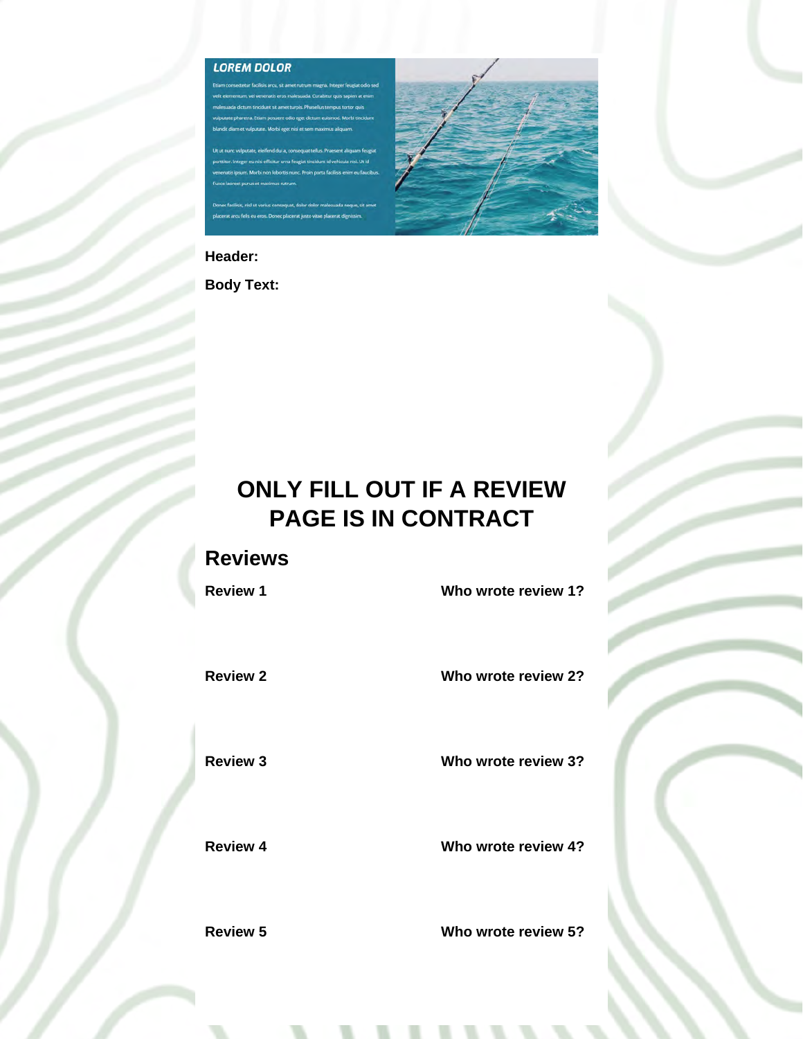**LOREM DOLOR**

Etiam consectetur facilisis arcu, sit amet rutrum magna. Integer feugiat odio sed velit elementum, vel venenatis eros malesuada. Curabitur quis sapien at enim malesuada dictum tincidunt sit amet turpis. Phasellus tempus tortor quis vulputate pharetra. Etiam posuere odio eget dictum euismod. Morbi tincidunt blandit diam et vulputate. Morbi eget nisi et sem maximus aliquam.

Ut ut nunc vulputate, eleifend dui a, consequat tellus. Praesent aliquam feugiat porttitor. Integer eu nisi efficitur urna feugiat tincidunt id vehicula nisl. Ut id venenatis ipsum. Morbi non lobortis nunc. Proin porta facilisis enim eu faucibus. Fusce laoreet purus et maximus rutrum.

Donec facilisis, nisl sit varius consequat, dolor dolor malesuada neque, sit amet placerat arcu felis eu eros. Donec placerat justo vitae placerat dignissim.

**Header:**

**Body Text:**

# ONLY FILL OUT IF A REVIEW PAGE IS IN CONTRACT

## Reviews

**Review 1**

**Who wrote review 1?**

**Review 2**

**Who wrote review 2?**

**Review 3**

**Who wrote review 3?**

**Review 4**

**Who wrote review 4?**

**Review 5**

**Who wrote review 5?**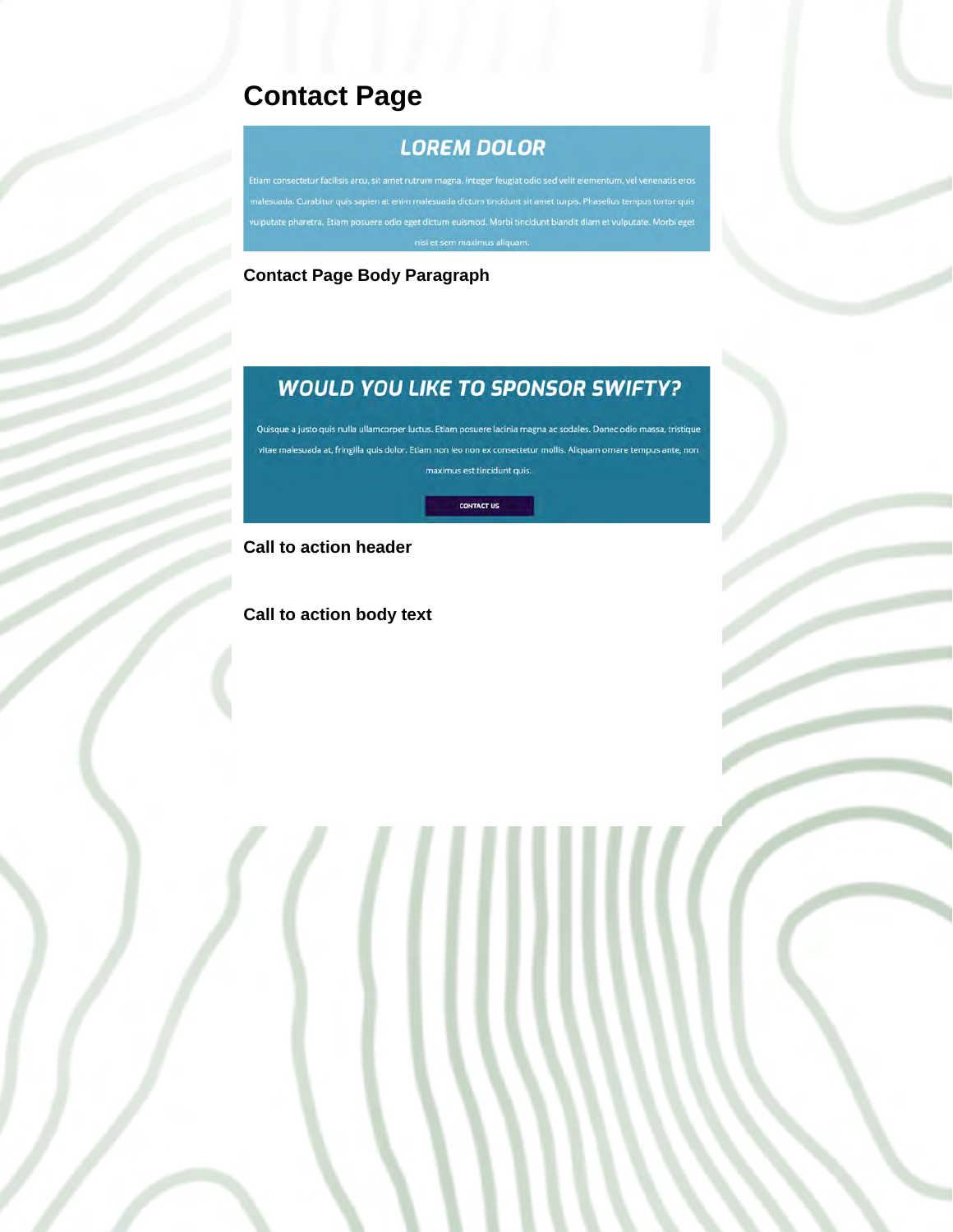# Contact Page

## LOREM DOLOR

Etiam consectetur facilisis arcu, sit amet rutrum magna. Integer feugiat odio sed velit elementum, vel venenatis eros malesuada. Curabitur quis sapien at enim malesuada dictum tincidunt sit amet turpis. Phasellus tempus tortor quis vulputate pharetra. Etiam posuere odio eget dictum euismod. Morbi tincidunt blandit diam et vulputate. Morbi eget nisi et sem maximus aliquam.

**Contact Page Body Paragraph**

## WOULD YOU LIKE TO SPONSOR SWIFTY?

Quisque a justo quis nulla ullamcorper luctus. Etiam posuere lacinia magna ac sodales. Donec odio massa, tristique vitae malesuada at, fringilla quis dolor. Etiam non leo non ex consectetur mollis. Aliquam ornare tempus ante, non maximus est tincidunt quis.

CONTACT US

**Call to action header**

**Call to action body text**